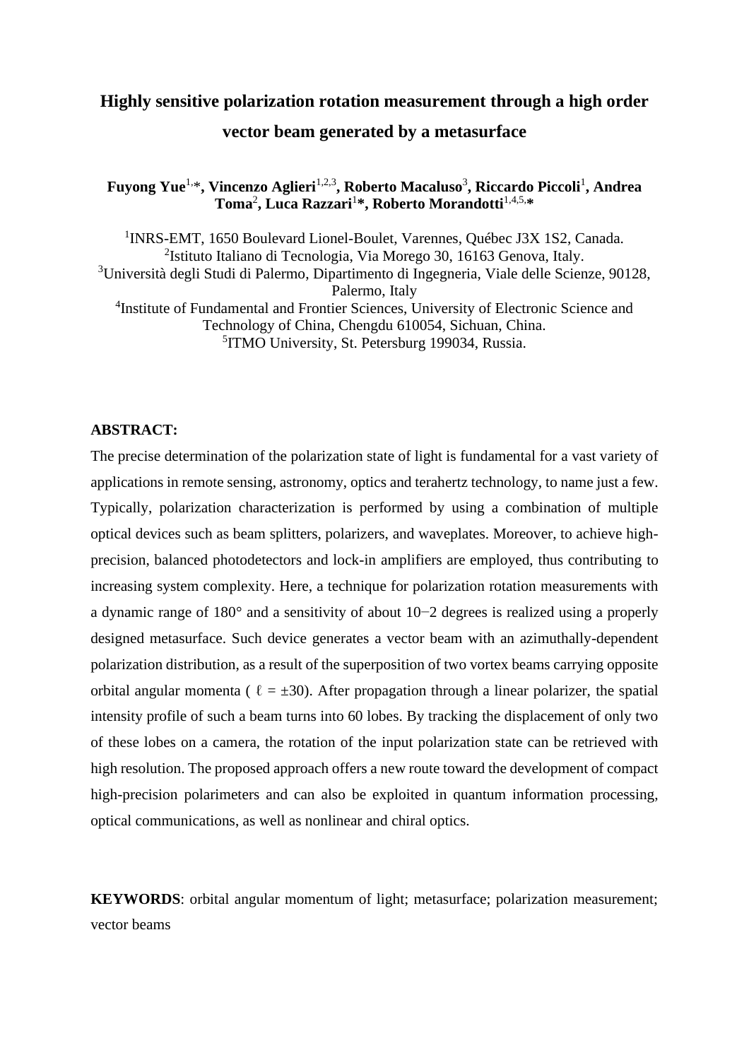# Highly sensitive polarization rotation measurement through a high order vector beam generated by a metasurface

**Fuyong Yue[1,*], Vincenzo Aglieri[1,2,3], Roberto Macaluso[3], Riccardo Piccoli[1], Andrea Toma[2], Luca Razzari[1*], Roberto Morandotti[1,4,5,*]**

[1]INRS-EMT, 1650 Boulevard Lionel-Boulet, Varennes, Québec J3X 1S2, Canada.
[2]Istituto Italiano di Tecnologia, Via Morego 30, 16163 Genova, Italy.
[3]Università degli Studi di Palermo, Dipartimento di Ingegneria, Viale delle Scienze, 90128, Palermo, Italy
[4]Institute of Fundamental and Frontier Sciences, University of Electronic Science and Technology of China, Chengdu 610054, Sichuan, China.
[5]ITMO University, St. Petersburg 199034, Russia.

**ABSTRACT:**

The precise determination of the polarization state of light is fundamental for a vast variety of applications in remote sensing, astronomy, optics and terahertz technology, to name just a few. Typically, polarization characterization is performed by using a combination of multiple optical devices such as beam splitters, polarizers, and waveplates. Moreover, to achieve high-precision, balanced photodetectors and lock-in amplifiers are employed, thus contributing to increasing system complexity. Here, a technique for polarization rotation measurements with a dynamic range of 180° and a sensitivity of about $10^{-2}$ degrees is realized using a properly designed metasurface. Such device generates a vector beam with an azimuthally-dependent polarization distribution, as a result of the superposition of two vortex beams carrying opposite orbital angular momenta ( $\ell = \pm 30$). After propagation through a linear polarizer, the spatial intensity profile of such a beam turns into 60 lobes. By tracking the displacement of only two of these lobes on a camera, the rotation of the input polarization state can be retrieved with high resolution. The proposed approach offers a new route toward the development of compact high-precision polarimeters and can also be exploited in quantum information processing, optical communications, as well as nonlinear and chiral optics.

**KEYWORDS**: orbital angular momentum of light; metasurface; polarization measurement; vector beams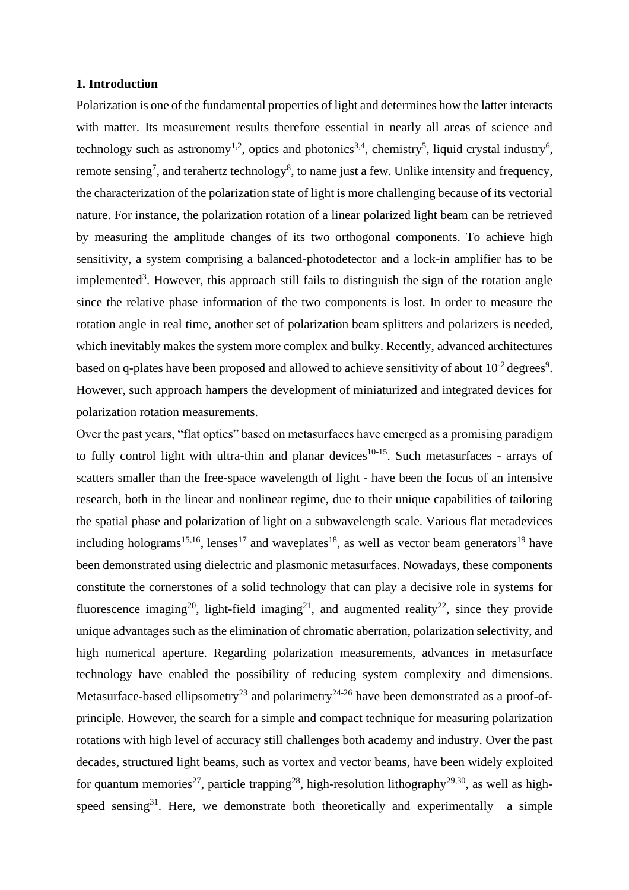## 1. Introduction

Polarization is one of the fundamental properties of light and determines how the latter interacts with matter. Its measurement results therefore essential in nearly all areas of science and technology such as astronomy[1,2], optics and photonics[3,4], chemistry[5], liquid crystal industry[6], remote sensing[7], and terahertz technology[8], to name just a few. Unlike intensity and frequency, the characterization of the polarization state of light is more challenging because of its vectorial nature. For instance, the polarization rotation of a linear polarized light beam can be retrieved by measuring the amplitude changes of its two orthogonal components. To achieve high sensitivity, a system comprising a balanced-photodetector and a lock-in amplifier has to be implemented[3]. However, this approach still fails to distinguish the sign of the rotation angle since the relative phase information of the two components is lost. In order to measure the rotation angle in real time, another set of polarization beam splitters and polarizers is needed, which inevitably makes the system more complex and bulky. Recently, advanced architectures based on q-plates have been proposed and allowed to achieve sensitivity of about $10^{-2}$ degrees[9]. However, such approach hampers the development of miniaturized and integrated devices for polarization rotation measurements.

Over the past years, "flat optics" based on metasurfaces have emerged as a promising paradigm to fully control light with ultra-thin and planar devices[10-15]. Such metasurfaces - arrays of scatters smaller than the free-space wavelength of light - have been the focus of an intensive research, both in the linear and nonlinear regime, due to their unique capabilities of tailoring the spatial phase and polarization of light on a subwavelength scale. Various flat metadevices including holograms[15,16], lenses[17] and waveplates[18], as well as vector beam generators[19] have been demonstrated using dielectric and plasmonic metasurfaces. Nowadays, these components constitute the cornerstones of a solid technology that can play a decisive role in systems for fluorescence imaging[20], light-field imaging[21], and augmented reality[22], since they provide unique advantages such as the elimination of chromatic aberration, polarization selectivity, and high numerical aperture. Regarding polarization measurements, advances in metasurface technology have enabled the possibility of reducing system complexity and dimensions. Metasurface-based ellipsometry[23] and polarimetry[24-26] have been demonstrated as a proof-of-principle. However, the search for a simple and compact technique for measuring polarization rotations with high level of accuracy still challenges both academy and industry. Over the past decades, structured light beams, such as vortex and vector beams, have been widely exploited for quantum memories[27], particle trapping[28], high-resolution lithography[29,30], as well as high-speed sensing[31]. Here, we demonstrate both theoretically and experimentally a simple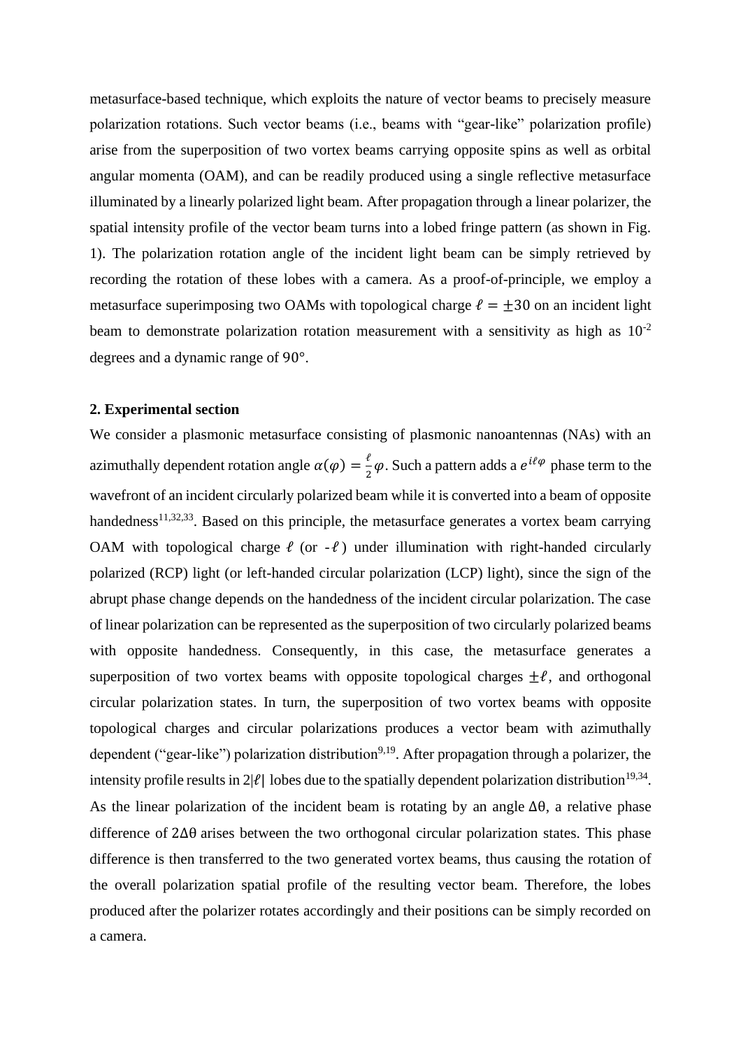metasurface-based technique, which exploits the nature of vector beams to precisely measure polarization rotations. Such vector beams (i.e., beams with "gear-like" polarization profile) arise from the superposition of two vortex beams carrying opposite spins as well as orbital angular momenta (OAM), and can be readily produced using a single reflective metasurface illuminated by a linearly polarized light beam. After propagation through a linear polarizer, the spatial intensity profile of the vector beam turns into a lobed fringe pattern (as shown in Fig. 1). The polarization rotation angle of the incident light beam can be simply retrieved by recording the rotation of these lobes with a camera. As a proof-of-principle, we employ a metasurface superimposing two OAMs with topological charge $\ell = \pm 30$ on an incident light beam to demonstrate polarization rotation measurement with a sensitivity as high as $10^{-2}$ degrees and a dynamic range of $90°$.

## 2. Experimental section

We consider a plasmonic metasurface consisting of plasmonic nanoantennas (NAs) with an azimuthally dependent rotation angle $\alpha(\varphi) = \frac{\ell}{2}\varphi$. Such a pattern adds a $e^{i\ell\varphi}$ phase term to the wavefront of an incident circularly polarized beam while it is converted into a beam of opposite handedness[11,32,33]. Based on this principle, the metasurface generates a vortex beam carrying OAM with topological charge $\ell$ (or $-\ell$) under illumination with right-handed circularly polarized (RCP) light (or left-handed circular polarization (LCP) light), since the sign of the abrupt phase change depends on the handedness of the incident circular polarization. The case of linear polarization can be represented as the superposition of two circularly polarized beams with opposite handedness. Consequently, in this case, the metasurface generates a superposition of two vortex beams with opposite topological charges $\pm\ell$, and orthogonal circular polarization states. In turn, the superposition of two vortex beams with opposite topological charges and circular polarizations produces a vector beam with azimuthally dependent ("gear-like") polarization distribution[9,19]. After propagation through a polarizer, the intensity profile results in $2|\ell|$ lobes due to the spatially dependent polarization distribution[19,34]. As the linear polarization of the incident beam is rotating by an angle $\Delta\theta$, a relative phase difference of $2\Delta\theta$ arises between the two orthogonal circular polarization states. This phase difference is then transferred to the two generated vortex beams, thus causing the rotation of the overall polarization spatial profile of the resulting vector beam. Therefore, the lobes produced after the polarizer rotates accordingly and their positions can be simply recorded on a camera.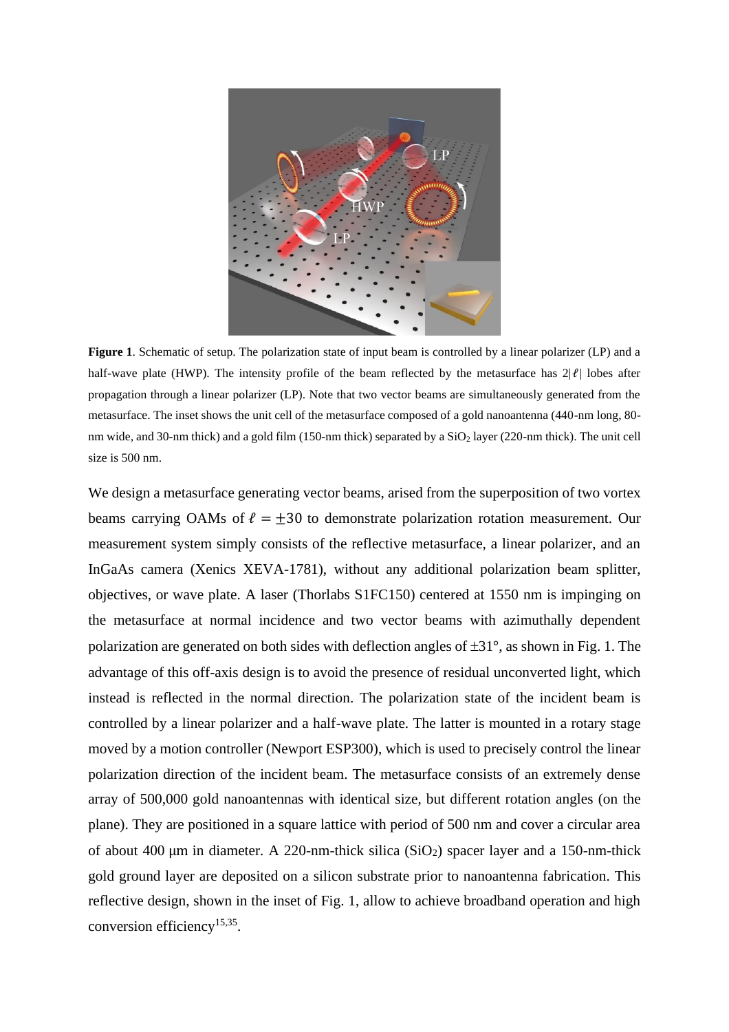**Figure 1**. Schematic of setup. The polarization state of input beam is controlled by a linear polarizer (LP) and a half-wave plate (HWP). The intensity profile of the beam reflected by the metasurface has $2|\ell|$ lobes after propagation through a linear polarizer (LP). Note that two vector beams are simultaneously generated from the metasurface. The inset shows the unit cell of the metasurface composed of a gold nanoantenna (440-nm long, 80-nm wide, and 30-nm thick) and a gold film (150-nm thick) separated by a $SiO_2$ layer (220-nm thick). The unit cell size is 500 nm.

We design a metasurface generating vector beams, arised from the superposition of two vortex beams carrying OAMs of $\ell = \pm 30$ to demonstrate polarization rotation measurement. Our measurement system simply consists of the reflective metasurface, a linear polarizer, and an InGaAs camera (Xenics XEVA-1781), without any additional polarization beam splitter, objectives, or wave plate. A laser (Thorlabs S1FC150) centered at 1550 nm is impinging on the metasurface at normal incidence and two vector beams with azimuthally dependent polarization are generated on both sides with deflection angles of $\pm 31°$, as shown in Fig. 1. The advantage of this off-axis design is to avoid the presence of residual unconverted light, which instead is reflected in the normal direction. The polarization state of the incident beam is controlled by a linear polarizer and a half-wave plate. The latter is mounted in a rotary stage moved by a motion controller (Newport ESP300), which is used to precisely control the linear polarization direction of the incident beam. The metasurface consists of an extremely dense array of 500,000 gold nanoantennas with identical size, but different rotation angles (on the plane). They are positioned in a square lattice with period of 500 nm and cover a circular area of about 400 μm in diameter. A 220-nm-thick silica ($SiO_2$) spacer layer and a 150-nm-thick gold ground layer are deposited on a silicon substrate prior to nanoantenna fabrication. This reflective design, shown in the inset of Fig. 1, allow to achieve broadband operation and high conversion efficiency[15,35].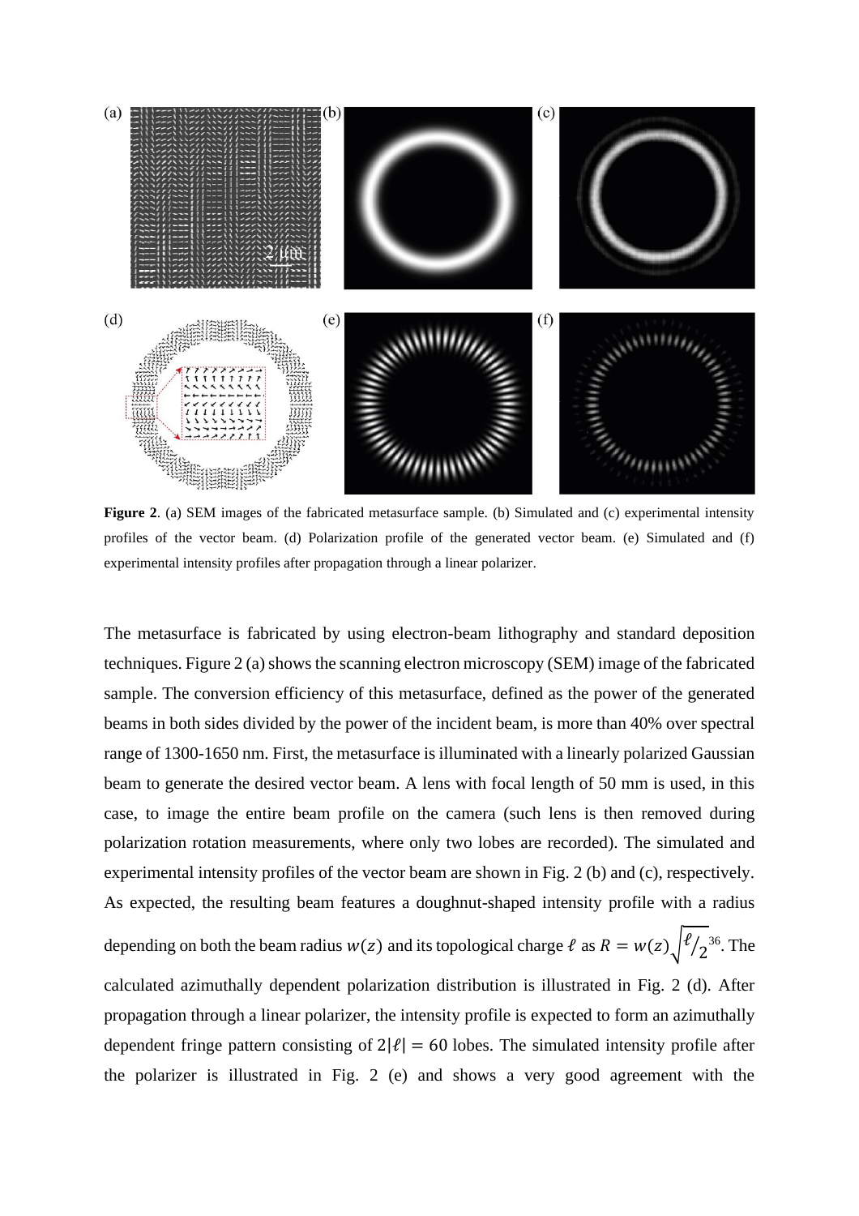**Figure 2**. (a) SEM images of the fabricated metasurface sample. (b) Simulated and (c) experimental intensity profiles of the vector beam. (d) Polarization profile of the generated vector beam. (e) Simulated and (f) experimental intensity profiles after propagation through a linear polarizer.

The metasurface is fabricated by using electron-beam lithography and standard deposition techniques. Figure 2 (a) shows the scanning electron microscopy (SEM) image of the fabricated sample. The conversion efficiency of this metasurface, defined as the power of the generated beams in both sides divided by the power of the incident beam, is more than 40% over spectral range of 1300-1650 nm. First, the metasurface is illuminated with a linearly polarized Gaussian beam to generate the desired vector beam. A lens with focal length of 50 mm is used, in this case, to image the entire beam profile on the camera (such lens is then removed during polarization rotation measurements, where only two lobes are recorded). The simulated and experimental intensity profiles of the vector beam are shown in Fig. 2 (b) and (c), respectively. As expected, the resulting beam features a doughnut-shaped intensity profile with a radius depending on both the beam radius $w(z)$ and its topological charge $\ell$ as $R = w(z)\sqrt{\ell/2}$[36]. The calculated azimuthally dependent polarization distribution is illustrated in Fig. 2 (d). After propagation through a linear polarizer, the intensity profile is expected to form an azimuthally dependent fringe pattern consisting of $2|\ell| = 60$ lobes. The simulated intensity profile after the polarizer is illustrated in Fig. 2 (e) and shows a very good agreement with the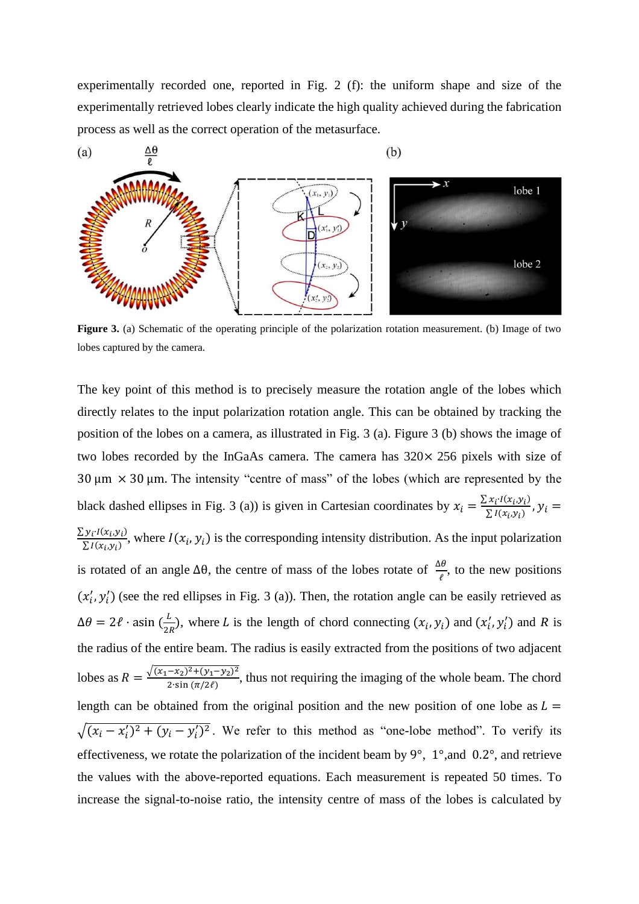experimentally recorded one, reported in Fig. 2 (f): the uniform shape and size of the experimentally retrieved lobes clearly indicate the high quality achieved during the fabrication process as well as the correct operation of the metasurface.

**Figure 3.** (a) Schematic of the operating principle of the polarization rotation measurement. (b) Image of two lobes captured by the camera.

The key point of this method is to precisely measure the rotation angle of the lobes which directly relates to the input polarization rotation angle. This can be obtained by tracking the position of the lobes on a camera, as illustrated in Fig. 3 (a). Figure 3 (b) shows the image of two lobes recorded by the InGaAs camera. The camera has 320× 256 pixels with size of 30 μm × 30 μm. The intensity "centre of mass" of the lobes (which are represented by the black dashed ellipses in Fig. 3 (a)) is given in Cartesian coordinates by $x_i = \frac{\sum x_i \cdot I(x_i, y_i)}{\sum I(x_i, y_i)}$, $y_i = \frac{\sum y_i \cdot I(x_i, y_i)}{\sum I(x_i, y_i)}$, where $I(x_i, y_i)$ is the corresponding intensity distribution. As the input polarization is rotated of an angle $\Delta\theta$, the centre of mass of the lobes rotate of $\frac{\Delta\theta}{\ell}$, to the new positions $(x_i', y_i')$ (see the red ellipses in Fig. 3 (a)). Then, the rotation angle can be easily retrieved as $\Delta\theta = 2\ell \cdot \text{asin}\left(\frac{L}{2R}\right)$, where $L$ is the length of chord connecting $(x_i, y_i)$ and $(x_i', y_i')$ and $R$ is the radius of the entire beam. The radius is easily extracted from the positions of two adjacent lobes as $R = \frac{\sqrt{(x_1-x_2)^2+(y_1-y_2)^2}}{2\cdot\sin(\pi/2\ell)}$, thus not requiring the imaging of the whole beam. The chord length can be obtained from the original position and the new position of one lobe as $L = \sqrt{(x_i - x_i')^2 + (y_i - y_i')^2}$. We refer to this method as "one-lobe method". To verify its effectiveness, we rotate the polarization of the incident beam by 9°, 1°,and 0.2°, and retrieve the values with the above-reported equations. Each measurement is repeated 50 times. To increase the signal-to-noise ratio, the intensity centre of mass of the lobes is calculated by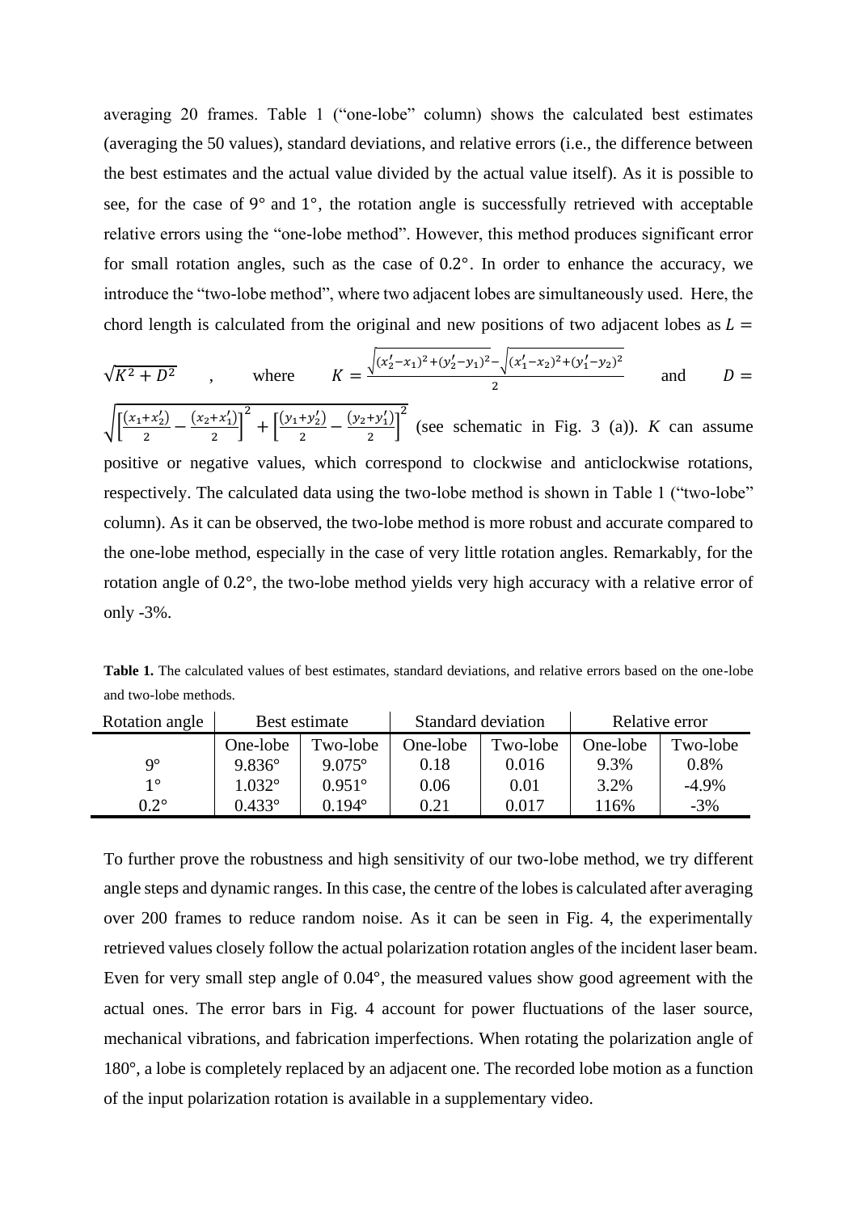averaging 20 frames. Table 1 ("one-lobe" column) shows the calculated best estimates (averaging the 50 values), standard deviations, and relative errors (i.e., the difference between the best estimates and the actual value divided by the actual value itself). As it is possible to see, for the case of 9° and 1°, the rotation angle is successfully retrieved with acceptable relative errors using the "one-lobe method". However, this method produces significant error for small rotation angles, such as the case of 0.2°. In order to enhance the accuracy, we introduce the "two-lobe method", where two adjacent lobes are simultaneously used. Here, the chord length is calculated from the original and new positions of two adjacent lobes as $L = \sqrt{K^2 + D^2}$, where $K = \frac{\sqrt{(x_2'-x_1)^2+(y_2'-y_1)^2}-\sqrt{(x_1'-x_2)^2+(y_1'-y_2)^2}}{2}$ and $D = \sqrt{\left[\frac{(x_1+x_2')}{2} - \frac{(x_2+x_1')}{2}\right]^2 + \left[\frac{(y_1+y_2')}{2} - \frac{(y_2+y_1')}{2}\right]^2}$ (see schematic in Fig. 3 (a)). $K$ can assume positive or negative values, which correspond to clockwise and anticlockwise rotations, respectively. The calculated data using the two-lobe method is shown in Table 1 ("two-lobe" column). As it can be observed, the two-lobe method is more robust and accurate compared to the one-lobe method, especially in the case of very little rotation angles. Remarkably, for the rotation angle of 0.2°, the two-lobe method yields very high accuracy with a relative error of only -3%.

**Table 1.** The calculated values of best estimates, standard deviations, and relative errors based on the one-lobe and two-lobe methods.

| Rotation angle | Best estimate | | Standard deviation | | Relative error | |
|---|---|---|---|---|---|---|
| | One-lobe | Two-lobe | One-lobe | Two-lobe | One-lobe | Two-lobe |
| 9° | 9.836° | 9.075° | 0.18 | 0.016 | 9.3% | 0.8% |
| 1° | 1.032° | 0.951° | 0.06 | 0.01 | 3.2% | -4.9% |
| 0.2° | 0.433° | 0.194° | 0.21 | 0.017 | 116% | -3% |

To further prove the robustness and high sensitivity of our two-lobe method, we try different angle steps and dynamic ranges. In this case, the centre of the lobes is calculated after averaging over 200 frames to reduce random noise. As it can be seen in Fig. 4, the experimentally retrieved values closely follow the actual polarization rotation angles of the incident laser beam. Even for very small step angle of 0.04°, the measured values show good agreement with the actual ones. The error bars in Fig. 4 account for power fluctuations of the laser source, mechanical vibrations, and fabrication imperfections. When rotating the polarization angle of 180°, a lobe is completely replaced by an adjacent one. The recorded lobe motion as a function of the input polarization rotation is available in a supplementary video.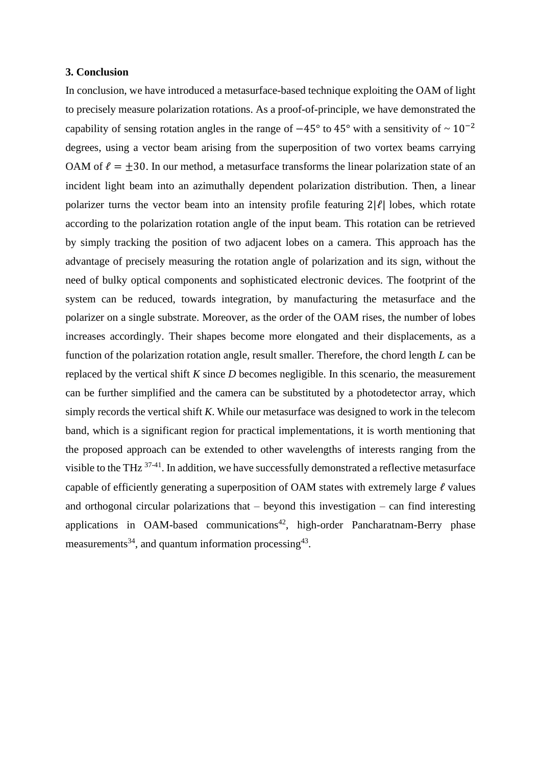### 3. Conclusion

In conclusion, we have introduced a metasurface-based technique exploiting the OAM of light to precisely measure polarization rotations. As a proof-of-principle, we have demonstrated the capability of sensing rotation angles in the range of $-45°$ to $45°$ with a sensitivity of ~ $10^{-2}$ degrees, using a vector beam arising from the superposition of two vortex beams carrying OAM of $\ell = \pm 30$. In our method, a metasurface transforms the linear polarization state of an incident light beam into an azimuthally dependent polarization distribution. Then, a linear polarizer turns the vector beam into an intensity profile featuring $2|\ell|$ lobes, which rotate according to the polarization rotation angle of the input beam. This rotation can be retrieved by simply tracking the position of two adjacent lobes on a camera. This approach has the advantage of precisely measuring the rotation angle of polarization and its sign, without the need of bulky optical components and sophisticated electronic devices. The footprint of the system can be reduced, towards integration, by manufacturing the metasurface and the polarizer on a single substrate. Moreover, as the order of the OAM rises, the number of lobes increases accordingly. Their shapes become more elongated and their displacements, as a function of the polarization rotation angle, result smaller. Therefore, the chord length *L* can be replaced by the vertical shift *K* since *D* becomes negligible. In this scenario, the measurement can be further simplified and the camera can be substituted by a photodetector array, which simply records the vertical shift *K*. While our metasurface was designed to work in the telecom band, which is a significant region for practical implementations, it is worth mentioning that the proposed approach can be extended to other wavelengths of interests ranging from the visible to the THz [37-41]. In addition, we have successfully demonstrated a reflective metasurface capable of efficiently generating a superposition of OAM states with extremely large $\ell$ values and orthogonal circular polarizations that – beyond this investigation – can find interesting applications in OAM-based communications[42], high-order Pancharatnam-Berry phase measurements[34], and quantum information processing[43].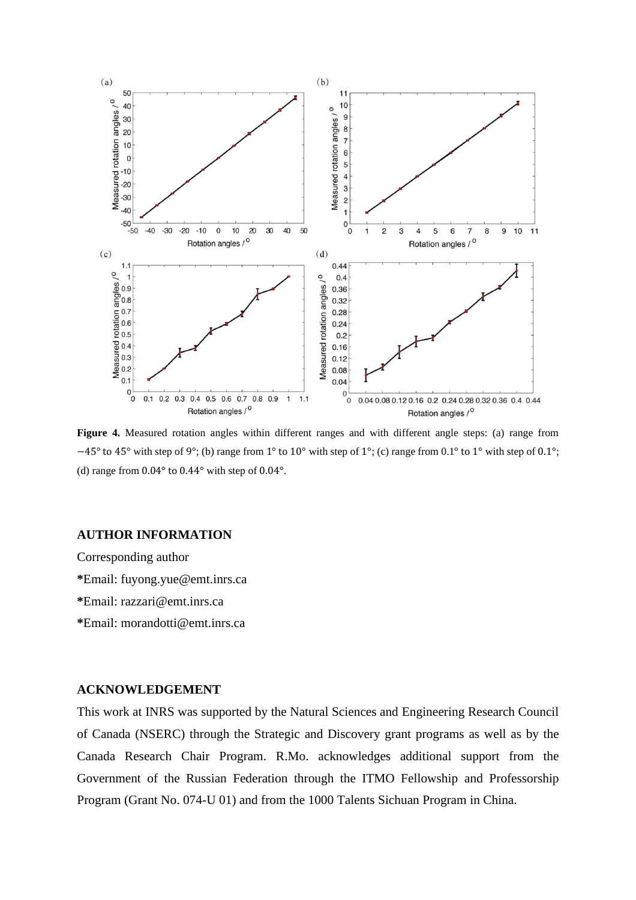**Figure 4.** Measured rotation angles within different ranges and with different angle steps: (a) range from $-45°$ to $45°$ with step of $9°$; (b) range from $1°$ to $10°$ with step of $1°$; (c) range from $0.1°$ to $1°$ with step of $0.1°$; (d) range from $0.04°$ to $0.44°$ with step of $0.04°$.

## AUTHOR INFORMATION

Corresponding author

**\***Email: fuyong.yue@emt.inrs.ca

**\***Email: razzari@emt.inrs.ca

**\***Email: morandotti@emt.inrs.ca

## ACKNOWLEDGEMENT

This work at INRS was supported by the Natural Sciences and Engineering Research Council of Canada (NSERC) through the Strategic and Discovery grant programs as well as by the Canada Research Chair Program. R.Mo. acknowledges additional support from the Government of the Russian Federation through the ITMO Fellowship and Professorship Program (Grant No. 074-U 01) and from the 1000 Talents Sichuan Program in China.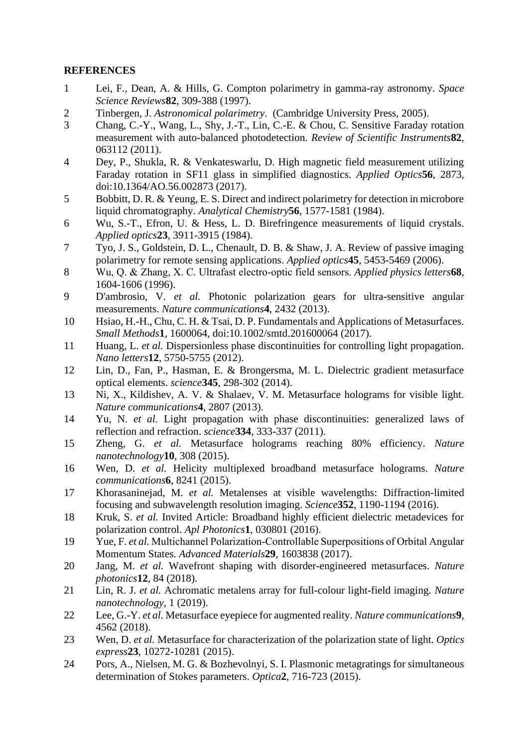## REFERENCES

1. Lei, F., Dean, A. & Hills, G. Compton polarimetry in gamma-ray astronomy. *Space Science Reviews* **82**, 309-388 (1997).
2. Tinbergen, J. *Astronomical polarimetry*. (Cambridge University Press, 2005).
3. Chang, C.-Y., Wang, L., Shy, J.-T., Lin, C.-E. & Chou, C. Sensitive Faraday rotation measurement with auto-balanced photodetection. *Review of Scientific Instruments* **82**, 063112 (2011).
4. Dey, P., Shukla, R. & Venkateswarlu, D. High magnetic field measurement utilizing Faraday rotation in SF11 glass in simplified diagnostics. *Applied Optics* **56**, 2873, doi:10.1364/AO.56.002873 (2017).
5. Bobbitt, D. R. & Yeung, E. S. Direct and indirect polarimetry for detection in microbore liquid chromatography. *Analytical Chemistry* **56**, 1577-1581 (1984).
6. Wu, S.-T., Efron, U. & Hess, L. D. Birefringence measurements of liquid crystals. *Applied optics* **23**, 3911-3915 (1984).
7. Tyo, J. S., Goldstein, D. L., Chenault, D. B. & Shaw, J. A. Review of passive imaging polarimetry for remote sensing applications. *Applied optics* **45**, 5453-5469 (2006).
8. Wu, Q. & Zhang, X. C. Ultrafast electro-optic field sensors. *Applied physics letters* **68**, 1604-1606 (1996).
9. D'ambrosio, V. *et al.* Photonic polarization gears for ultra-sensitive angular measurements. *Nature communications* **4**, 2432 (2013).
10. Hsiao, H.-H., Chu, C. H. & Tsai, D. P. Fundamentals and Applications of Metasurfaces. *Small Methods* **1**, 1600064, doi:10.1002/smtd.201600064 (2017).
11. Huang, L. *et al.* Dispersionless phase discontinuities for controlling light propagation. *Nano letters* **12**, 5750-5755 (2012).
12. Lin, D., Fan, P., Hasman, E. & Brongersma, M. L. Dielectric gradient metasurface optical elements. *science* **345**, 298-302 (2014).
13. Ni, X., Kildishev, A. V. & Shalaev, V. M. Metasurface holograms for visible light. *Nature communications* **4**, 2807 (2013).
14. Yu, N. *et al.* Light propagation with phase discontinuities: generalized laws of reflection and refraction. *science* **334**, 333-337 (2011).
15. Zheng, G. *et al.* Metasurface holograms reaching 80% efficiency. *Nature nanotechnology* **10**, 308 (2015).
16. Wen, D. *et al.* Helicity multiplexed broadband metasurface holograms. *Nature communications* **6**, 8241 (2015).
17. Khorasaninejad, M. *et al.* Metalenses at visible wavelengths: Diffraction-limited focusing and subwavelength resolution imaging. *Science* **352**, 1190-1194 (2016).
18. Kruk, S. *et al.* Invited Article: Broadband highly efficient dielectric metadevices for polarization control. *Apl Photonics* **1**, 030801 (2016).
19. Yue, F. *et al.* Multichannel Polarization-Controllable Superpositions of Orbital Angular Momentum States. *Advanced Materials* **29**, 1603838 (2017).
20. Jang, M. *et al.* Wavefront shaping with disorder-engineered metasurfaces. *Nature photonics* **12**, 84 (2018).
21. Lin, R. J. *et al.* Achromatic metalens array for full-colour light-field imaging. *Nature nanotechnology*, 1 (2019).
22. Lee, G.-Y. *et al.* Metasurface eyepiece for augmented reality. *Nature communications* **9**, 4562 (2018).
23. Wen, D. *et al.* Metasurface for characterization of the polarization state of light. *Optics express* **23**, 10272-10281 (2015).
24. Pors, A., Nielsen, M. G. & Bozhevolnyi, S. I. Plasmonic metagratings for simultaneous determination of Stokes parameters. *Optica* **2**, 716-723 (2015).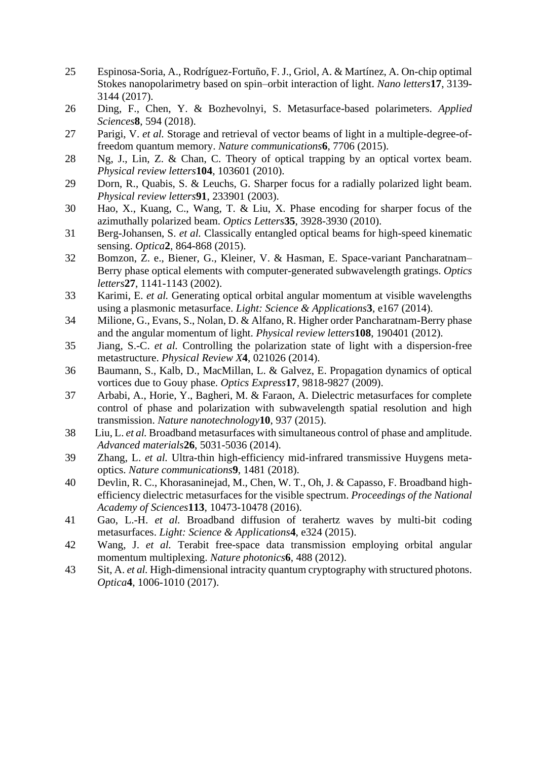25 Espinosa-Soria, A., Rodríguez-Fortuño, F. J., Griol, A. & Martínez, A. On-chip optimal Stokes nanopolarimetry based on spin–orbit interaction of light. *Nano letters* **17**, 3139-3144 (2017).

26 Ding, F., Chen, Y. & Bozhevolnyi, S. Metasurface-based polarimeters. *Applied Sciences* **8**, 594 (2018).

27 Parigi, V. *et al.* Storage and retrieval of vector beams of light in a multiple-degree-of-freedom quantum memory. *Nature communications* **6**, 7706 (2015).

28 Ng, J., Lin, Z. & Chan, C. Theory of optical trapping by an optical vortex beam. *Physical review letters* **104**, 103601 (2010).

29 Dorn, R., Quabis, S. & Leuchs, G. Sharper focus for a radially polarized light beam. *Physical review letters* **91**, 233901 (2003).

30 Hao, X., Kuang, C., Wang, T. & Liu, X. Phase encoding for sharper focus of the azimuthally polarized beam. *Optics Letters* **35**, 3928-3930 (2010).

31 Berg-Johansen, S. *et al.* Classically entangled optical beams for high-speed kinematic sensing. *Optica* **2**, 864-868 (2015).

32 Bomzon, Z. e., Biener, G., Kleiner, V. & Hasman, E. Space-variant Pancharatnam–Berry phase optical elements with computer-generated subwavelength gratings. *Optics letters* **27**, 1141-1143 (2002).

33 Karimi, E. *et al.* Generating optical orbital angular momentum at visible wavelengths using a plasmonic metasurface. *Light: Science & Applications* **3**, e167 (2014).

34 Milione, G., Evans, S., Nolan, D. & Alfano, R. Higher order Pancharatnam-Berry phase and the angular momentum of light. *Physical review letters* **108**, 190401 (2012).

35 Jiang, S.-C. *et al.* Controlling the polarization state of light with a dispersion-free metastructure. *Physical Review X* **4**, 021026 (2014).

36 Baumann, S., Kalb, D., MacMillan, L. & Galvez, E. Propagation dynamics of optical vortices due to Gouy phase. *Optics Express* **17**, 9818-9827 (2009).

37 Arbabi, A., Horie, Y., Bagheri, M. & Faraon, A. Dielectric metasurfaces for complete control of phase and polarization with subwavelength spatial resolution and high transmission. *Nature nanotechnology* **10**, 937 (2015).

38 Liu, L. *et al.* Broadband metasurfaces with simultaneous control of phase and amplitude. *Advanced materials* **26**, 5031-5036 (2014).

39 Zhang, L. *et al.* Ultra-thin high-efficiency mid-infrared transmissive Huygens meta-optics. *Nature communications* **9**, 1481 (2018).

40 Devlin, R. C., Khorasaninejad, M., Chen, W. T., Oh, J. & Capasso, F. Broadband high-efficiency dielectric metasurfaces for the visible spectrum. *Proceedings of the National Academy of Sciences* **113**, 10473-10478 (2016).

41 Gao, L.-H. *et al.* Broadband diffusion of terahertz waves by multi-bit coding metasurfaces. *Light: Science & Applications* **4**, e324 (2015).

42 Wang, J. *et al.* Terabit free-space data transmission employing orbital angular momentum multiplexing. *Nature photonics* **6**, 488 (2012).

43 Sit, A. *et al.* High-dimensional intracity quantum cryptography with structured photons. *Optica* **4**, 1006-1010 (2017).